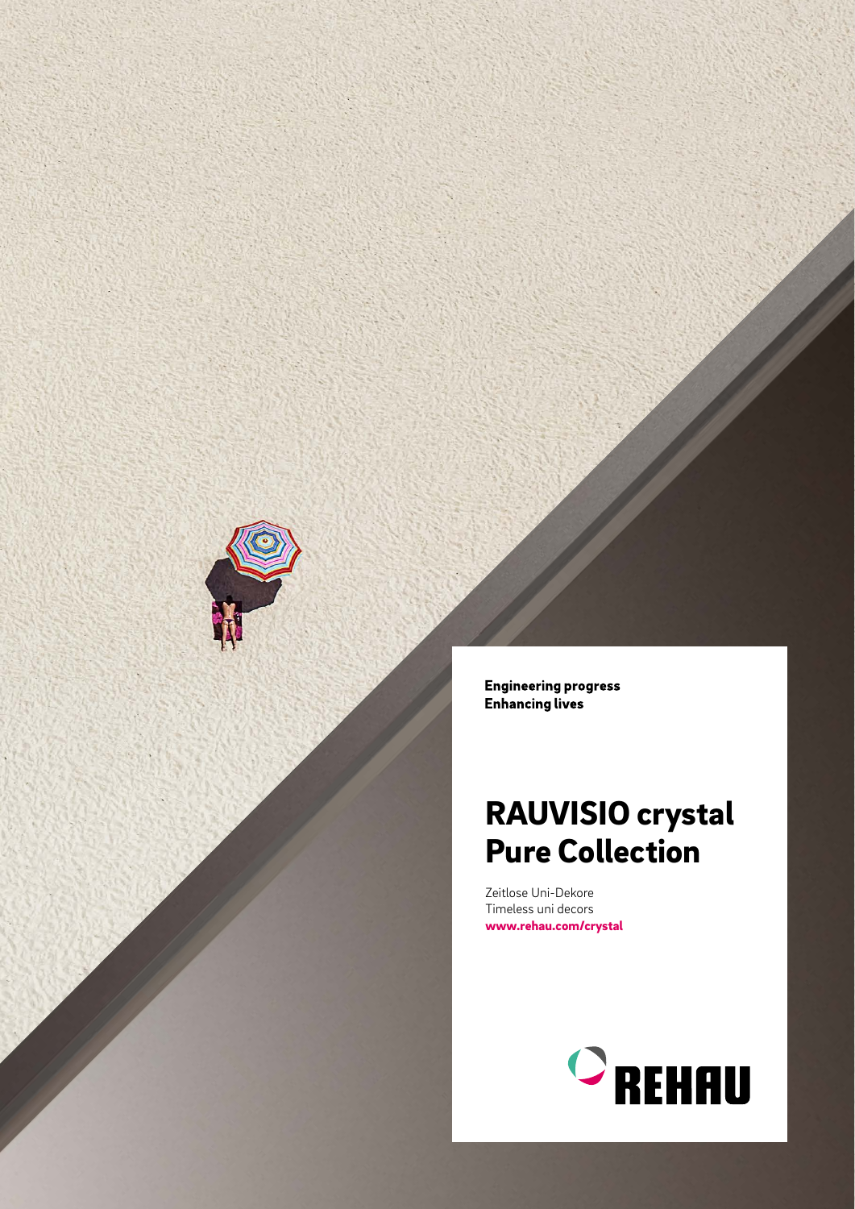**Engineering progress**
**Enhancing lives**

# RAUVISIO crystal Pure Collection

Zeitlose Uni-Dekore
Timeless uni decors
**www.rehau.com/crystal**

REHAU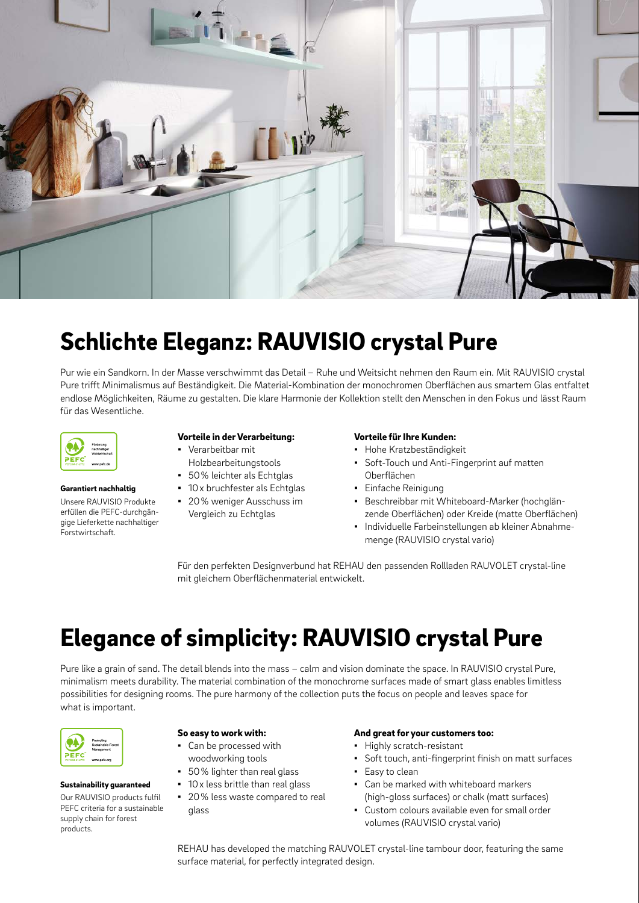# Schlichte Eleganz: RAUVISIO crystal Pure

Pur wie ein Sandkorn. In der Masse verschwimmt das Detail – Ruhe und Weitsicht nehmen den Raum ein. Mit RAUVISIO crystal Pure trifft Minimalismus auf Beständigkeit. Die Material-Kombination der monochromen Oberflächen aus smartem Glas entfaltet endlose Möglichkeiten, Räume zu gestalten. Die klare Harmonie der Kollektion stellt den Menschen in den Fokus und lässt Raum für das Wesentliche.

**Garantiert nachhaltig**

Unsere RAUVISIO Produkte erfüllen die PEFC-durchgängige Lieferkette nachhaltiger Forstwirtschaft.

**Vorteile in der Verarbeitung:**

- Verarbeitbar mit Holzbearbeitungstools
- 50 % leichter als Echtglas
- 10 x bruchfester als Echtglas
- 20 % weniger Ausschuss im Vergleich zu Echtglas

**Vorteile für Ihre Kunden:**

- Hohe Kratzbeständigkeit
- Soft-Touch und Anti-Fingerprint auf matten Oberflächen
- Einfache Reinigung
- Beschreibbar mit Whiteboard-Marker (hochglänzende Oberflächen) oder Kreide (matte Oberflächen)
- Individuelle Farbeinstellungen ab kleiner Abnahmemenge (RAUVISIO crystal vario)

Für den perfekten Designverbund hat REHAU den passenden Rollladen RAUVOLET crystal-line mit gleichem Oberflächenmaterial entwickelt.

# Elegance of simplicity: RAUVISIO crystal Pure

Pure like a grain of sand. The detail blends into the mass – calm and vision dominate the space. In RAUVISIO crystal Pure, minimalism meets durability. The material combination of the monochrome surfaces made of smart glass enables limitless possibilities for designing rooms. The pure harmony of the collection puts the focus on people and leaves space for what is important.

**Sustainability guaranteed**

Our RAUVISIO products fulfil PEFC criteria for a sustainable supply chain for forest products.

**So easy to work with:**

- Can be processed with woodworking tools
- 50 % lighter than real glass
- 10 x less brittle than real glass
- 20 % less waste compared to real glass

**And great for your customers too:**

- Highly scratch-resistant
- Soft touch, anti-fingerprint finish on matt surfaces
- Easy to clean
- Can be marked with whiteboard markers (high-gloss surfaces) or chalk (matt surfaces)
- Custom colours available even for small order volumes (RAUVISIO crystal vario)

REHAU has developed the matching RAUVOLET crystal-line tambour door, featuring the same surface material, for perfectly integrated design.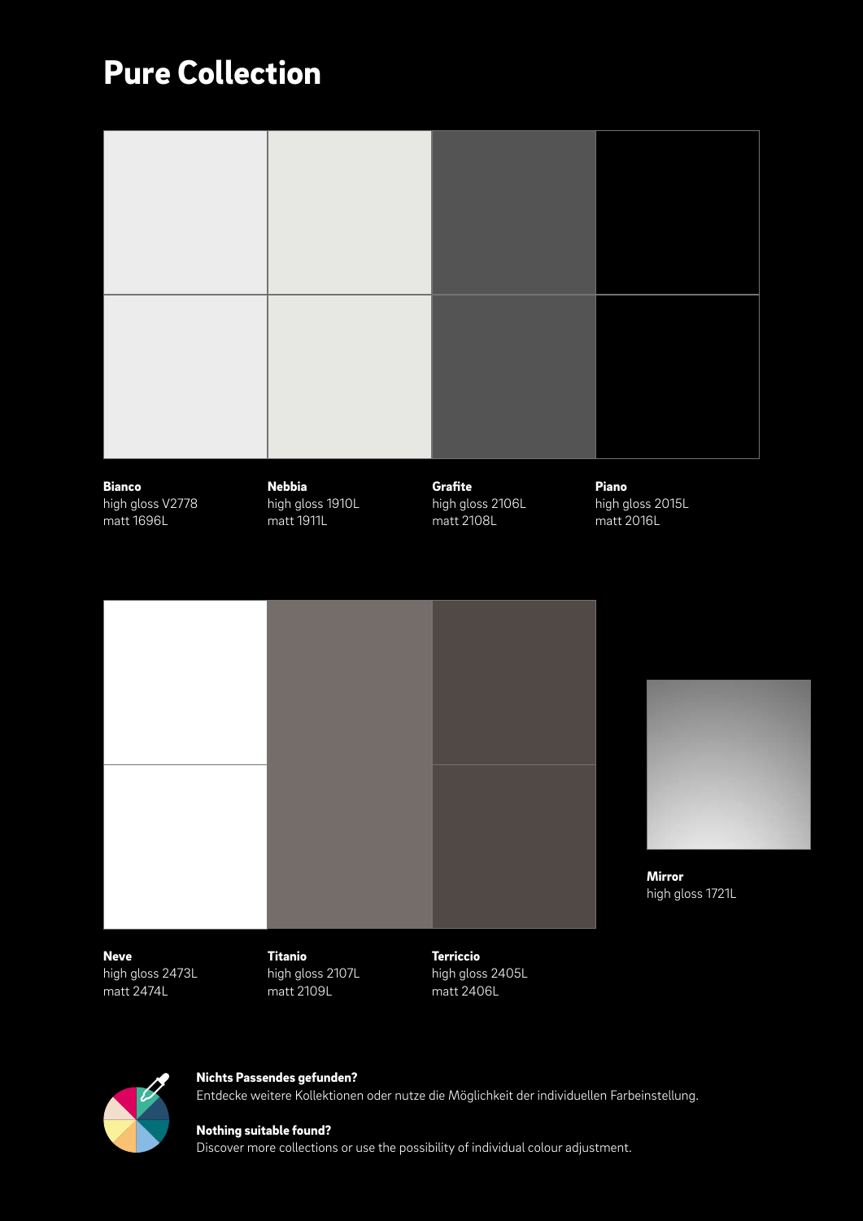# Pure Collection

**Bianco**
high gloss V2778
matt 1696L

**Nebbia**
high gloss 1910L
matt 1911L

**Grafite**
high gloss 2106L
matt 2108L

**Piano**
high gloss 2015L
matt 2016L

**Neve**
high gloss 2473L
matt 2474L

**Titanio**
high gloss 2107L
matt 2109L

**Terriccio**
high gloss 2405L
matt 2406L

**Mirror**
high gloss 1721L

**Nichts Passendes gefunden?**
Entdecke weitere Kollektionen oder nutze die Möglichkeit der individuellen Farbeinstellung.

**Nothing suitable found?**
Discover more collections or use the possibility of individual colour adjustment.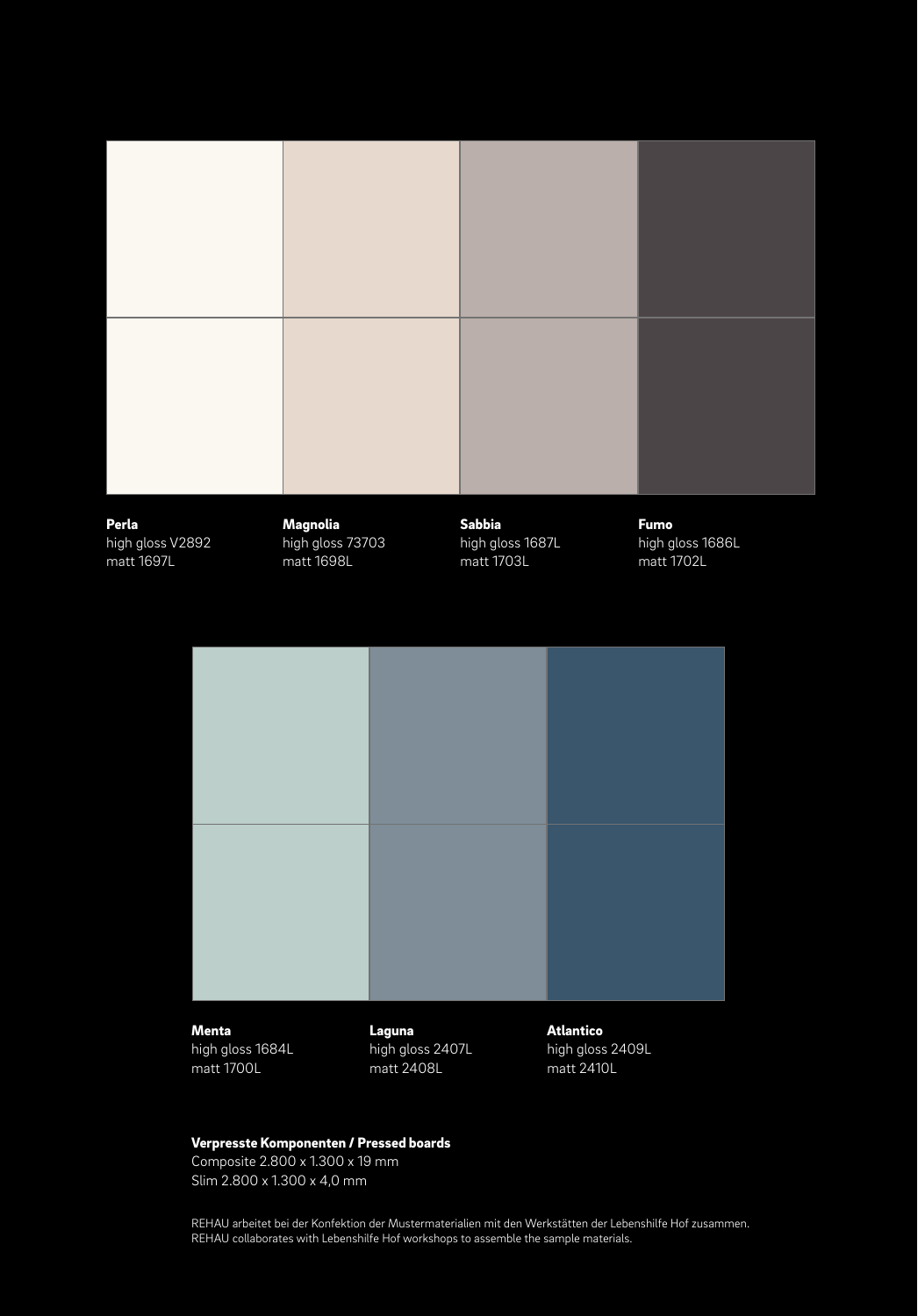**Perla**
high gloss V2892
matt 1697L

**Magnolia**
high gloss 73703
matt 1698L

**Sabbia**
high gloss 1687L
matt 1703L

**Fumo**
high gloss 1686L
matt 1702L

**Menta**
high gloss 1684L
matt 1700L

**Laguna**
high gloss 2407L
matt 2408L

**Atlantico**
high gloss 2409L
matt 2410L

**Verpresste Komponenten / Pressed boards**
Composite 2.800 x 1.300 x 19 mm
Slim 2.800 x 1.300 x 4,0 mm

REHAU arbeitet bei der Konfektion der Mustermaterialien mit den Werkstätten der Lebenshilfe Hof zusammen.
REHAU collaborates with Lebenshilfe Hof workshops to assemble the sample materials.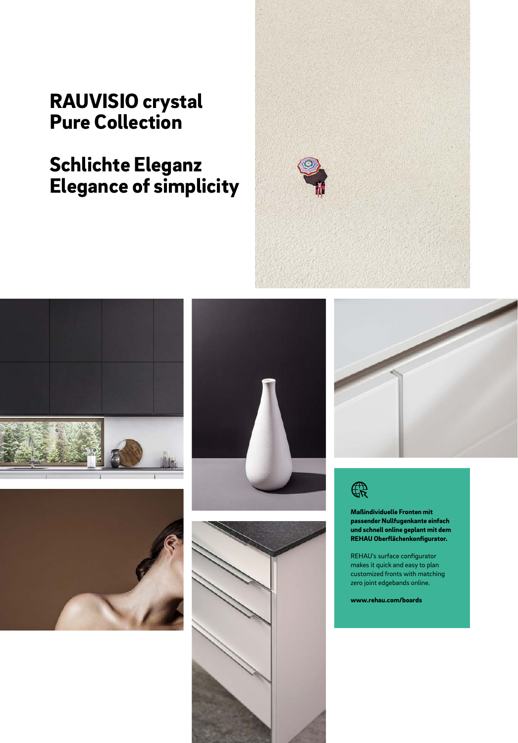# RAUVISIO crystal Pure Collection

## Schlichte Eleganz
## Elegance of simplicity

**Maßindividuelle Fronten mit passender Nullfugenkante einfach und schnell online geplant mit dem REHAU Oberflächenkonfigurator.**

REHAU's surface configurator makes it quick and easy to plan customized fronts with matching zero joint edgebands online.

**www.rehau.com/boards**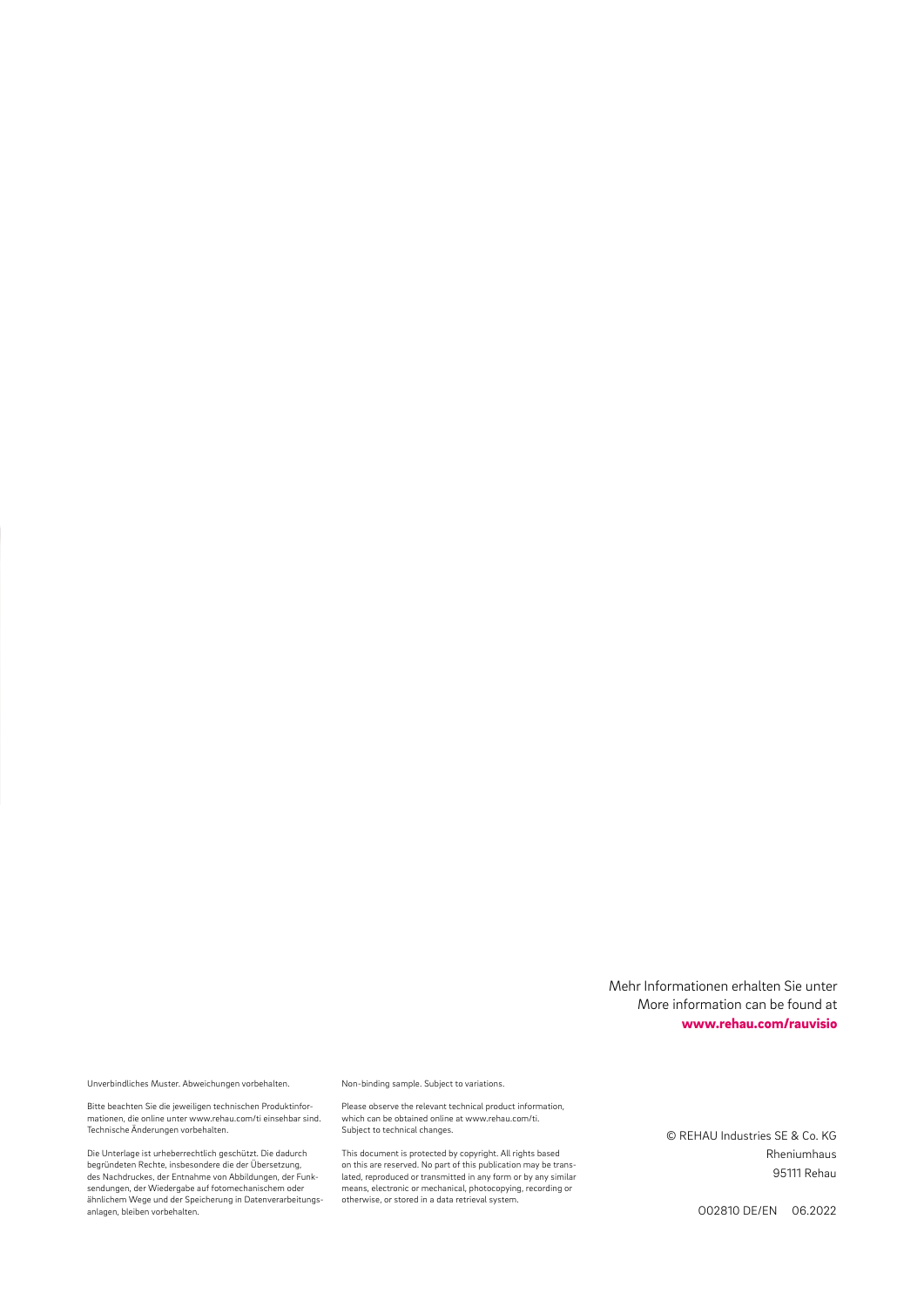Mehr Informationen erhalten Sie unter
More information can be found at
**www.rehau.com/rauvisio**

Unverbindliches Muster. Abweichungen vorbehalten.

Bitte beachten Sie die jeweiligen technischen Produktinformationen, die online unter www.rehau.com/ti einsehbar sind. Technische Änderungen vorbehalten.

Die Unterlage ist urheberrechtlich geschützt. Die dadurch begründeten Rechte, insbesondere die der Übersetzung, des Nachdruckes, der Entnahme von Abbildungen, der Funksendungen, der Wiedergabe auf fotomechanischem oder ähnlichem Wege und der Speicherung in Datenverarbeitungsanlagen, bleiben vorbehalten.

Non-binding sample. Subject to variations.

Please observe the relevant technical product information, which can be obtained online at www.rehau.com/ti. Subject to technical changes.

This document is protected by copyright. All rights based on this are reserved. No part of this publication may be translated, reproduced or transmitted in any form or by any similar means, electronic or mechanical, photocopying, recording or otherwise, or stored in a data retrieval system.

© REHAU Industries SE & Co. KG
Rheniumhaus
95111 Rehau

O02810 DE/EN 06.2022